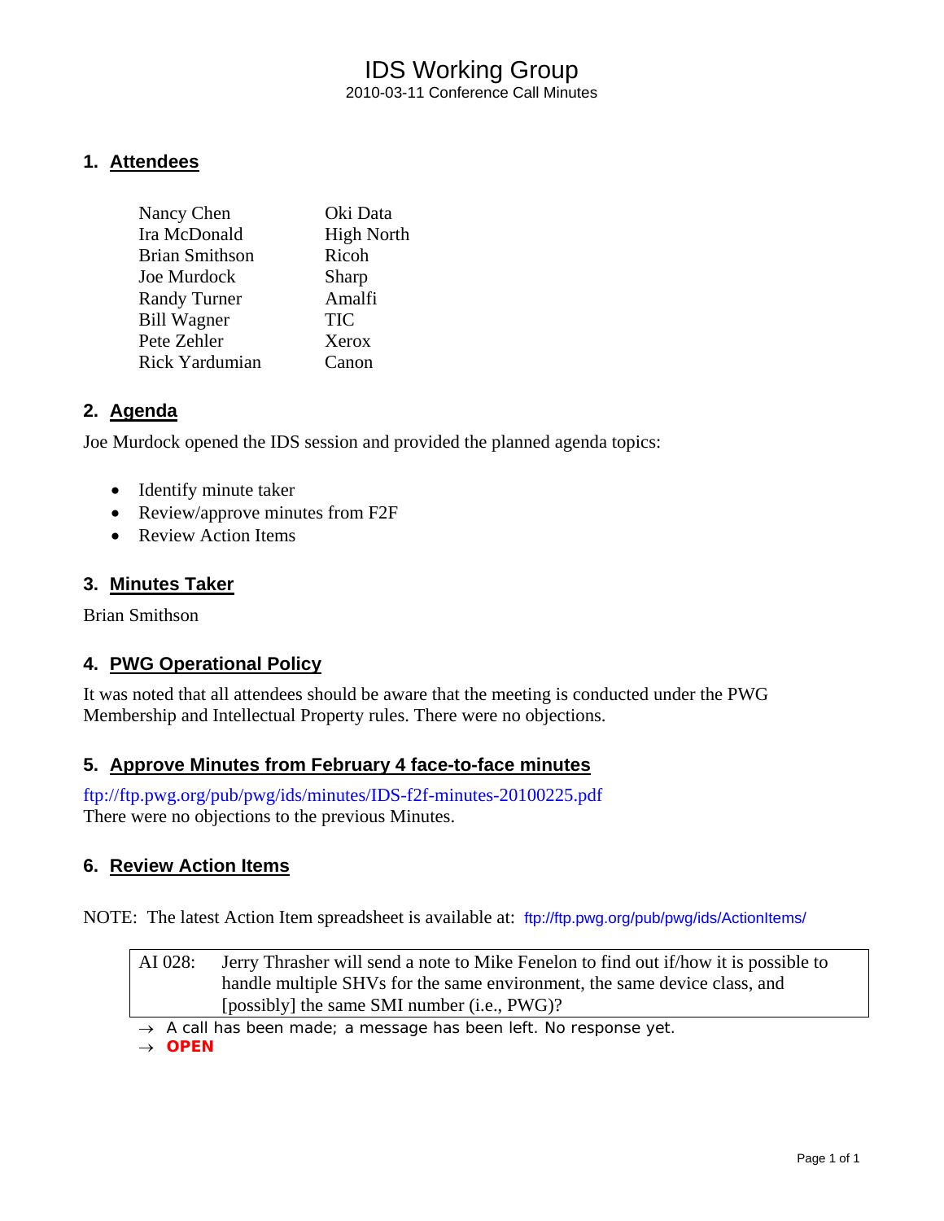# IDS Working Group

2010-03-11 Conference Call Minutes

## 1. Attendees

| | |
|---|---|
| Nancy Chen | Oki Data |
| Ira McDonald | High North |
| Brian Smithson | Ricoh |
| Joe Murdock | Sharp |
| Randy Turner | Amalfi |
| Bill Wagner | TIC |
| Pete Zehler | Xerox |
| Rick Yardumian | Canon |

## 2. Agenda

Joe Murdock opened the IDS session and provided the planned agenda topics:

- Identify minute taker
- Review/approve minutes from F2F
- Review Action Items

## 3. Minutes Taker

Brian Smithson

## 4. PWG Operational Policy

It was noted that all attendees should be aware that the meeting is conducted under the PWG Membership and Intellectual Property rules. There were no objections.

## 5. Approve Minutes from February 4 face-to-face minutes

ftp://ftp.pwg.org/pub/pwg/ids/minutes/IDS-f2f-minutes-20100225.pdf
There were no objections to the previous Minutes.

## 6. Review Action Items

NOTE: The latest Action Item spreadsheet is available at: ftp://ftp.pwg.org/pub/pwg/ids/ActionItems/

| | |
|---|---|
| AI 028: | Jerry Thrasher will send a note to Mike Fenelon to find out if/how it is possible to handle multiple SHVs for the same environment, the same device class, and [possibly] the same SMI number (i.e., PWG)? |

→ A call has been made; a message has been left. No response yet.
→ **OPEN**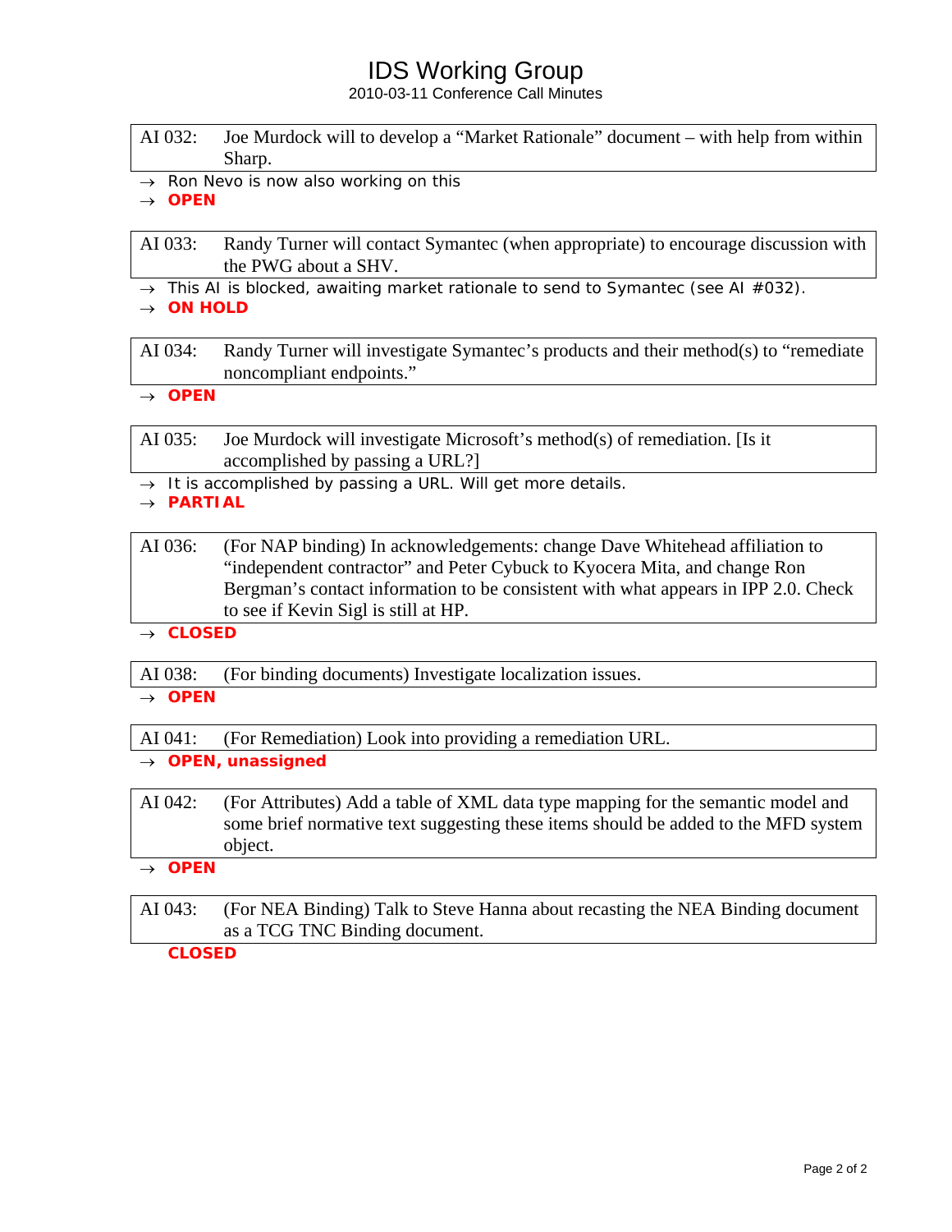| AI 032: | Joe Murdock will to develop a “Market Rationale” document – with help from within Sharp. |
|---|---|

→ Ron Nevo is now also working on this
→ **OPEN**

| AI 033: | Randy Turner will contact Symantec (when appropriate) to encourage discussion with the PWG about a SHV. |
|---|---|

→ This AI is blocked, awaiting market rationale to send to Symantec (see AI #032).
→ **ON HOLD**

| AI 034: | Randy Turner will investigate Symantec’s products and their method(s) to “remediate noncompliant endpoints.” |
|---|---|

→ **OPEN**

| AI 035: | Joe Murdock will investigate Microsoft’s method(s) of remediation. [Is it accomplished by passing a URL?] |
|---|---|

→ It is accomplished by passing a URL. Will get more details.
→ **PARTIAL**

| AI 036: | (For NAP binding) In acknowledgements: change Dave Whitehead affiliation to “independent contractor” and Peter Cybuck to Kyocera Mita, and change Ron Bergman’s contact information to be consistent with what appears in IPP 2.0. Check to see if Kevin Sigl is still at HP. |
|---|---|

→ **CLOSED**

| AI 038: | (For binding documents) Investigate localization issues. |
|---|---|

→ **OPEN**

| AI 041: | (For Remediation) Look into providing a remediation URL. |
|---|---|

→ **OPEN, unassigned**

| AI 042: | (For Attributes) Add a table of XML data type mapping for the semantic model and some brief normative text suggesting these items should be added to the MFD system object. |
|---|---|

→ **OPEN**

| AI 043: | (For NEA Binding) Talk to Steve Hanna about recasting the NEA Binding document as a TCG TNC Binding document. |
|---|---|

**CLOSED**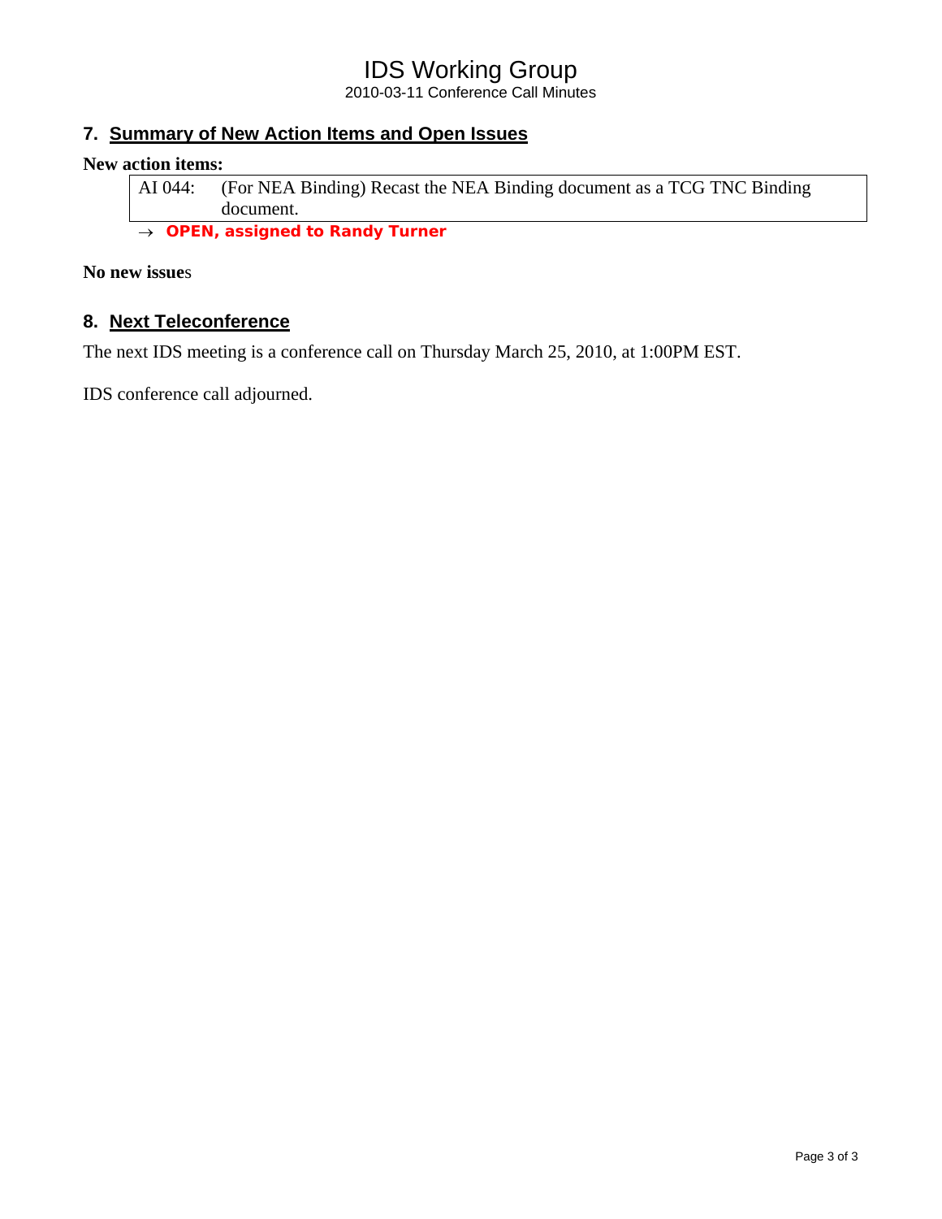## 7. Summary of New Action Items and Open Issues

**New action items:**

| | |
|---|---|
| AI 044: | (For NEA Binding) Recast the NEA Binding document as a TCG TNC Binding document. |

→ **OPEN, assigned to Randy Turner**

**No new issues**

## 8. Next Teleconference

The next IDS meeting is a conference call on Thursday March 25, 2010, at 1:00PM EST.

IDS conference call adjourned.